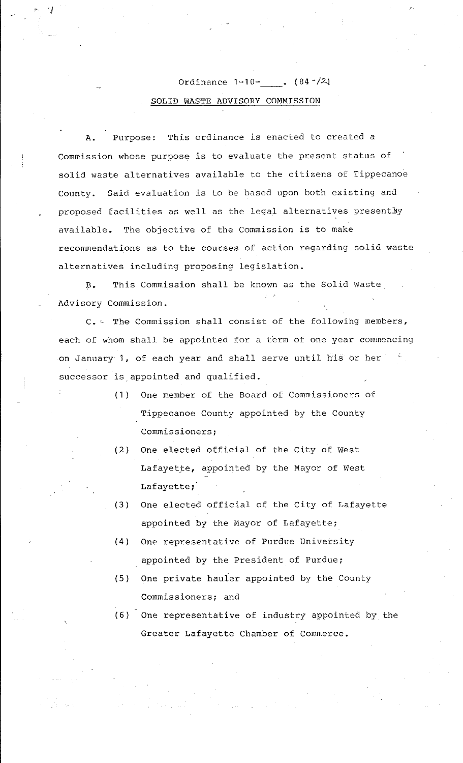Ordinance 1-10-____. (84-12)

## SOLID WASTE ADVISORY COMMISSION

A. Purpose: This ordinance is enacted to created a Commission whose purpose is to evaluate the present status of solid waste alternatives available to the citizens of Tippecanoe County. Said evaluation is to be based upon both existing and proposed facilities as well as the legal alternatives presently available. The objective of the Commission is to make recommendations as to the courses of action regarding solid waste alternatives including proposing legislation.

B. This Commission shall be known as the Solid Waste Advisory Commission.

C. The Commission shall consist of the following members, each of whom shall be appointed for a term of one year commencing on January 1, of each year and shall serve until his or her successor is appointed and qualified.

(1) One member of the Board of Commissioners of Tippecanoe County appointed by the County Commissioners;

(2) One elected official of the City of West Lafayette, appointed by the Mayor of West Lafayette;

(3) One elected official of the City of Lafayette appointed by the Mayor of Lafayette;

(4) One representative of Purdue University appointed by the President of Purdue;

(5) One private hauler appointed by the County Commissioners; and

(6) One representative of industry appointed by the Greater Lafayette Chamber of Commerce.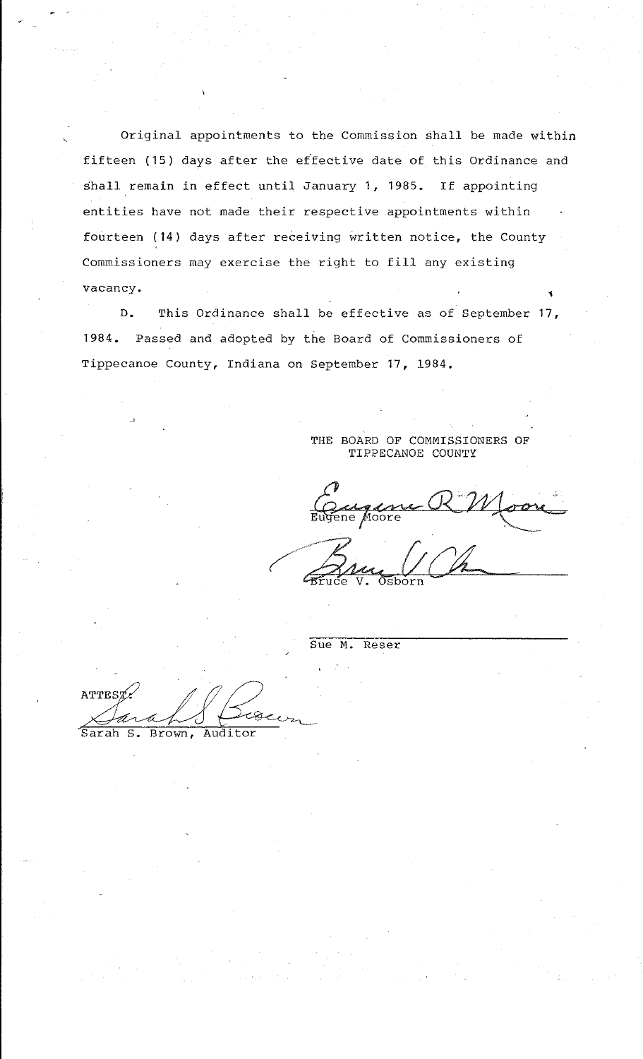Original appointments to the Commission shall be made within fifteen (15) days after the effective date of this Ordinance and shall remain in effect until January 1, 1985. If appointing entities have not made their respective appointments within fourteen (14) days after receiving written notice, the County Commissioners may exercise the right to fill any existing vacancy.

D. This Ordinance shall be effective as of September 17, 1984. Passed and adopted by the Board of Commissioners of Tippecanoe County, Indiana on September 17, 1984.

THE BOARD OF COMMISSIONERS OF TIPPECANOE COUNTY

Eugene R. Moore
Eugene Moore

Bruce V. Osborn
Bruce V. Osborn

Sue M. Reser

ATTEST:

Sarah S. Brown
Sarah S. Brown, Auditor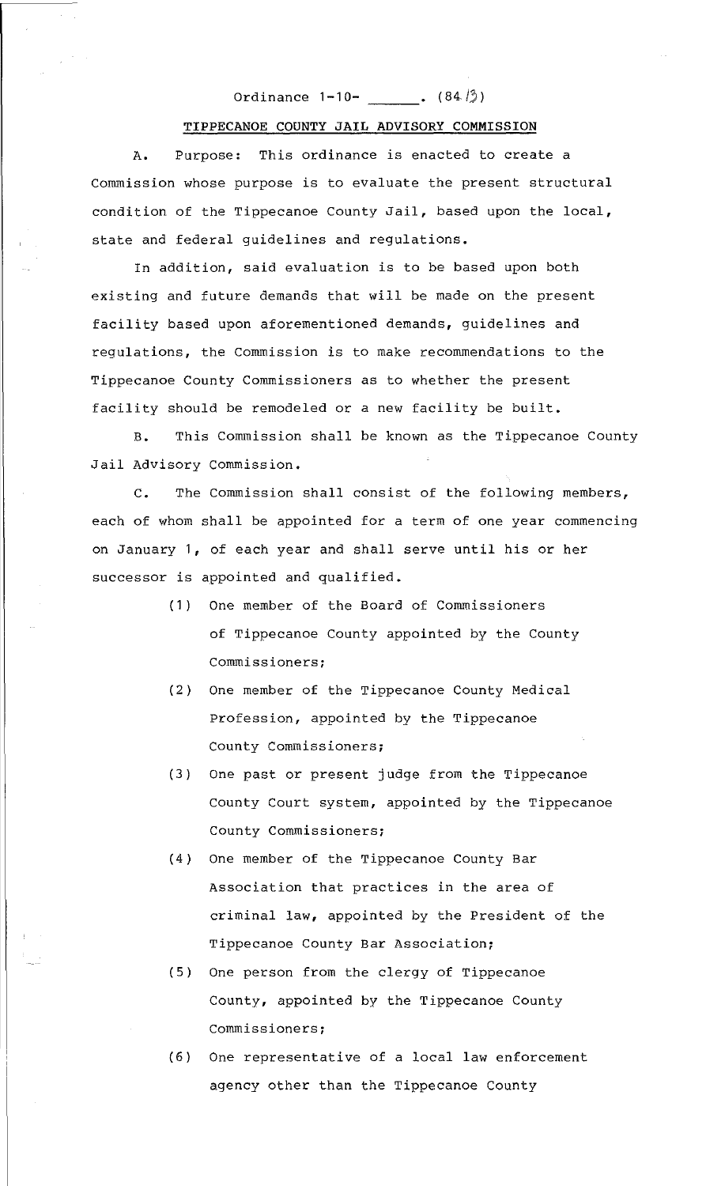Ordinance 1-10- ______. (84 /3)

**TIPPECANOE COUNTY JAIL ADVISORY COMMISSION**

A. Purpose: This ordinance is enacted to create a Commission whose purpose is to evaluate the present structural condition of the Tippecanoe County Jail, based upon the local, state and federal guidelines and regulations.

In addition, said evaluation is to be based upon both existing and future demands that will be made on the present facility based upon aforementioned demands, guidelines and regulations, the Commission is to make recommendations to the Tippecanoe County Commissioners as to whether the present facility should be remodeled or a new facility be built.

B. This Commission shall be known as the Tippecanoe County Jail Advisory Commission.

C. The Commission shall consist of the following members, each of whom shall be appointed for a term of one year commencing on January 1, of each year and shall serve until his or her successor is appointed and qualified.

(1) One member of the Board of Commissioners of Tippecanoe County appointed by the County Commissioners;

(2) One member of the Tippecanoe County Medical Profession, appointed by the Tippecanoe County Commissioners;

(3) One past or present judge from the Tippecanoe County Court system, appointed by the Tippecanoe County Commissioners;

(4) One member of the Tippecanoe County Bar Association that practices in the area of criminal law, appointed by the President of the Tippecanoe County Bar Association;

(5) One person from the clergy of Tippecanoe County, appointed by the Tippecanoe County Commissioners;

(6) One representative of a local law enforcement agency other than the Tippecanoe County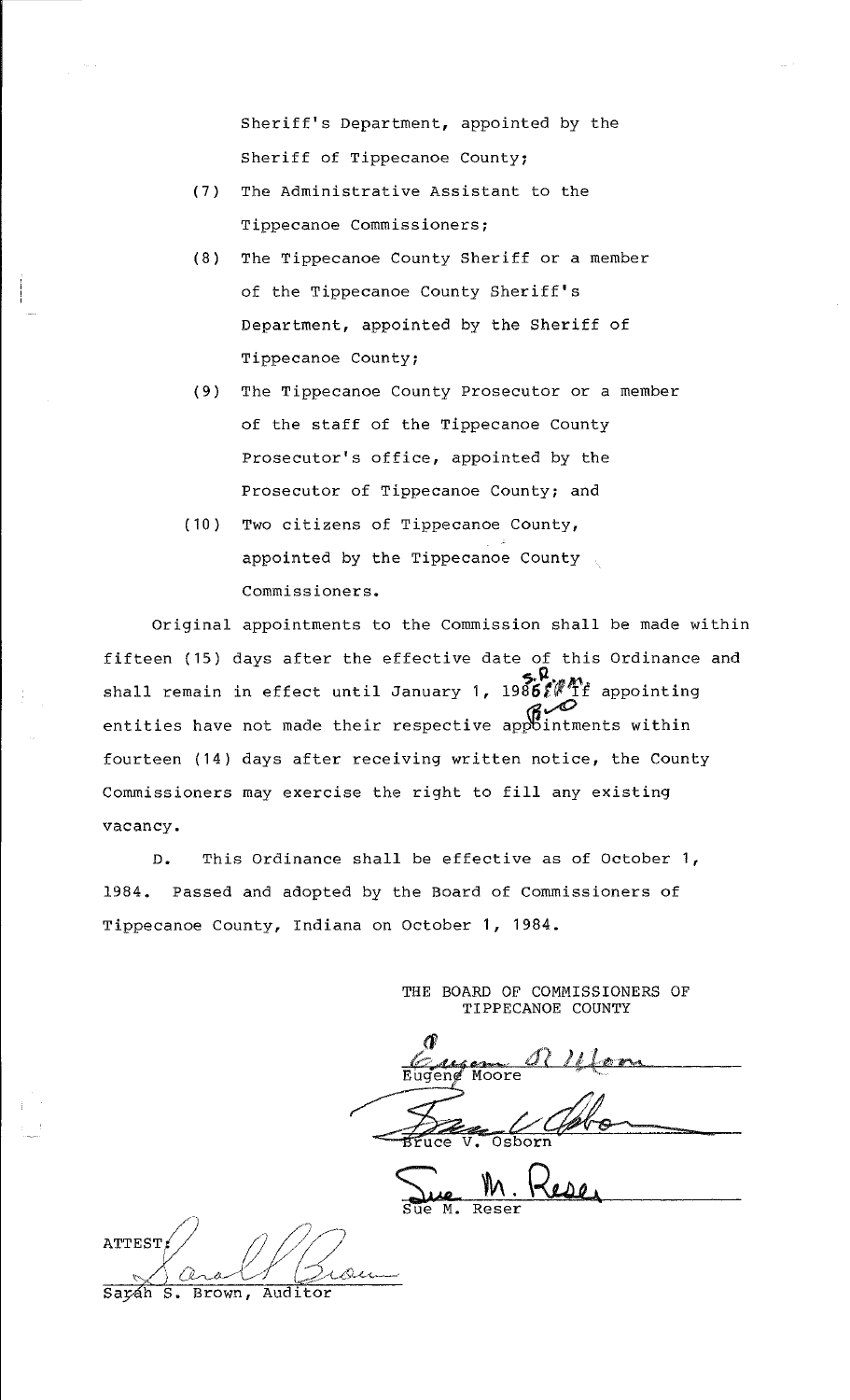Sheriff's Department, appointed by the Sheriff of Tippecanoe County;

(7) The Administrative Assistant to the Tippecanoe Commissioners;

(8) The Tippecanoe County Sheriff or a member of the Tippecanoe County Sheriff's Department, appointed by the Sheriff of Tippecanoe County;

(9) The Tippecanoe County Prosecutor or a member of the staff of the Tippecanoe County Prosecutor's office, appointed by the Prosecutor of Tippecanoe County; and

(10) Two citizens of Tippecanoe County, appointed by the Tippecanoe County Commissioners.

Original appointments to the Commission shall be made within fifteen (15) days after the effective date of this Ordinance and shall remain in effect until January 1, 1986. If appointing entities have not made their respective appointments within fourteen (14) days after receiving written notice, the County Commissioners may exercise the right to fill any existing vacancy.

D. This Ordinance shall be effective as of October 1, 1984. Passed and adopted by the Board of Commissioners of Tippecanoe County, Indiana on October 1, 1984.

THE BOARD OF COMMISSIONERS OF TIPPECANOE COUNTY

Eugene Moore

Bruce V. Osborn

Sue M. Reser

ATTEST:

Sarah S. Brown, Auditor